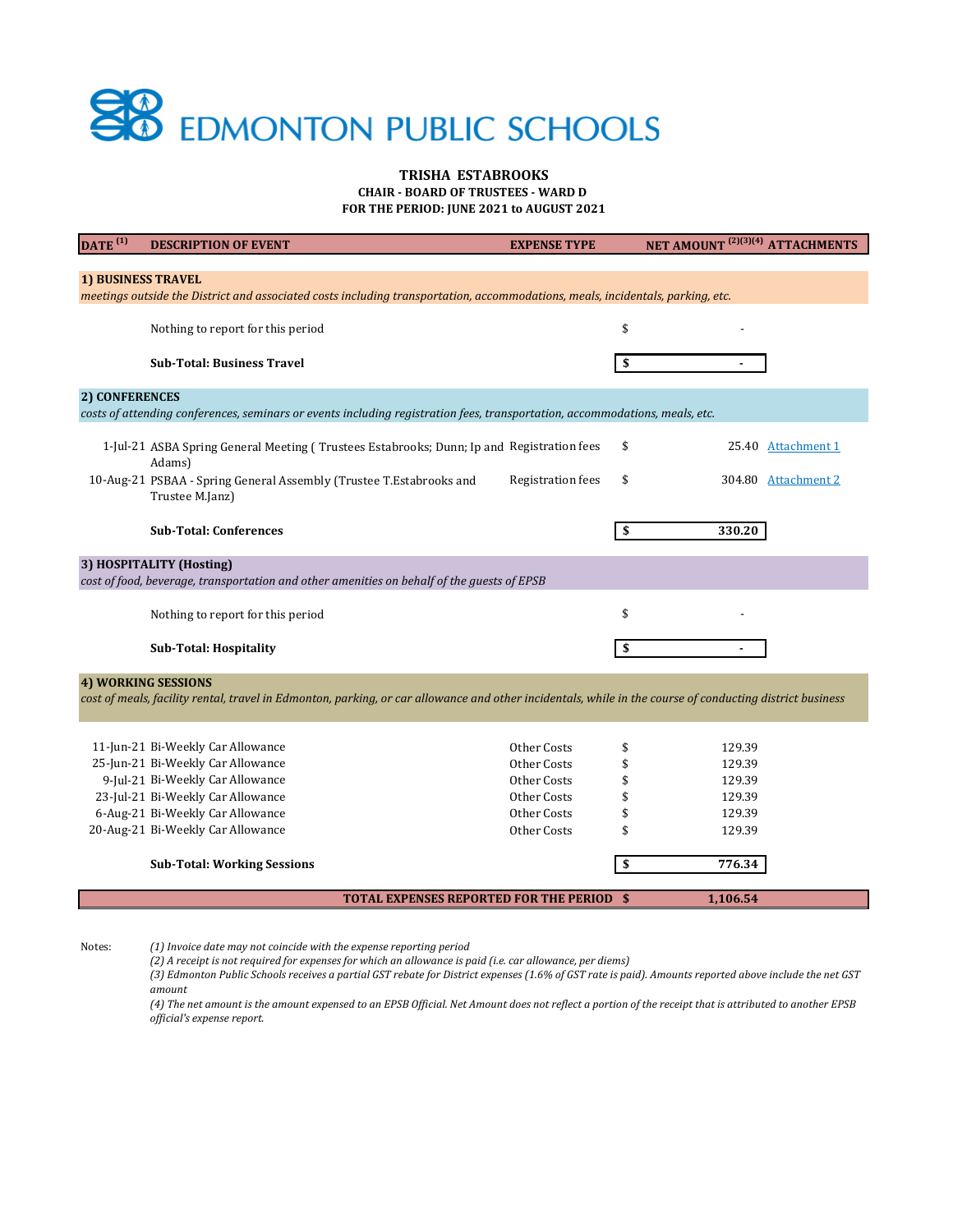# EDMONTON PUBLIC SCHOOLS

**TRISHA ESTABROOKS**
**CHAIR - BOARD OF TRUSTEES - WARD D**
**FOR THE PERIOD: JUNE 2021 to AUGUST 2021**

| DATE [1] | DESCRIPTION OF EVENT | EXPENSE TYPE | NET AMOUNT [2][3][4] | ATTACHMENTS |
|---|---|---|---|---|
| **1) BUSINESS TRAVEL** | | | | |
| *meetings outside the District and associated costs including transportation, accommodations, meals, incidentals, parking, etc.* | | | | |
| | Nothing to report for this period | | $ - | |
| | **Sub-Total: Business Travel** | | **$ -** | |
| **2) CONFERENCES** | | | | |
| *costs of attending conferences, seminars or events including registration fees, transportation, accommodations, meals, etc.* | | | | |
| 1-Jul-21 | ASBA Spring General Meeting ( Trustees Estabrooks; Dunn; Ip and Adams) | Registration fees | $ 25.40 | Attachment 1 |
| 10-Aug-21 | PSBAA - Spring General Assembly (Trustee T.Estabrooks and Trustee M.Janz) | Registration fees | $ 304.80 | Attachment 2 |
| | **Sub-Total: Conferences** | | **$ 330.20** | |
| **3) HOSPITALITY (Hosting)** | | | | |
| *cost of food, beverage, transportation and other amenities on behalf of the guests of EPSB* | | | | |
| | Nothing to report for this period | | $ - | |
| | **Sub-Total: Hospitality** | | **$ -** | |
| **4) WORKING SESSIONS** | | | | |
| *cost of meals, facility rental, travel in Edmonton, parking, or car allowance and other incidentals, while in the course of conducting district business* | | | | |
| 11-Jun-21 | Bi-Weekly Car Allowance | Other Costs | $ 129.39 | |
| 25-Jun-21 | Bi-Weekly Car Allowance | Other Costs | $ 129.39 | |
| 9-Jul-21 | Bi-Weekly Car Allowance | Other Costs | $ 129.39 | |
| 23-Jul-21 | Bi-Weekly Car Allowance | Other Costs | $ 129.39 | |
| 6-Aug-21 | Bi-Weekly Car Allowance | Other Costs | $ 129.39 | |
| 20-Aug-21 | Bi-Weekly Car Allowance | Other Costs | $ 129.39 | |
| | **Sub-Total: Working Sessions** | | **$ 776.34** | |
| | **TOTAL EXPENSES REPORTED FOR THE PERIOD** | | **$ 1,106.54** | |

Notes:

*(1) Invoice date may not coincide with the expense reporting period*

*(2) A receipt is not required for expenses for which an allowance is paid (i.e. car allowance, per diems)*

*(3) Edmonton Public Schools receives a partial GST rebate for District expenses (1.6% of GST rate is paid). Amounts reported above include the net GST amount*

*(4) The net amount is the amount expensed to an EPSB Official. Net Amount does not reflect a portion of the receipt that is attributed to another EPSB official's expense report.*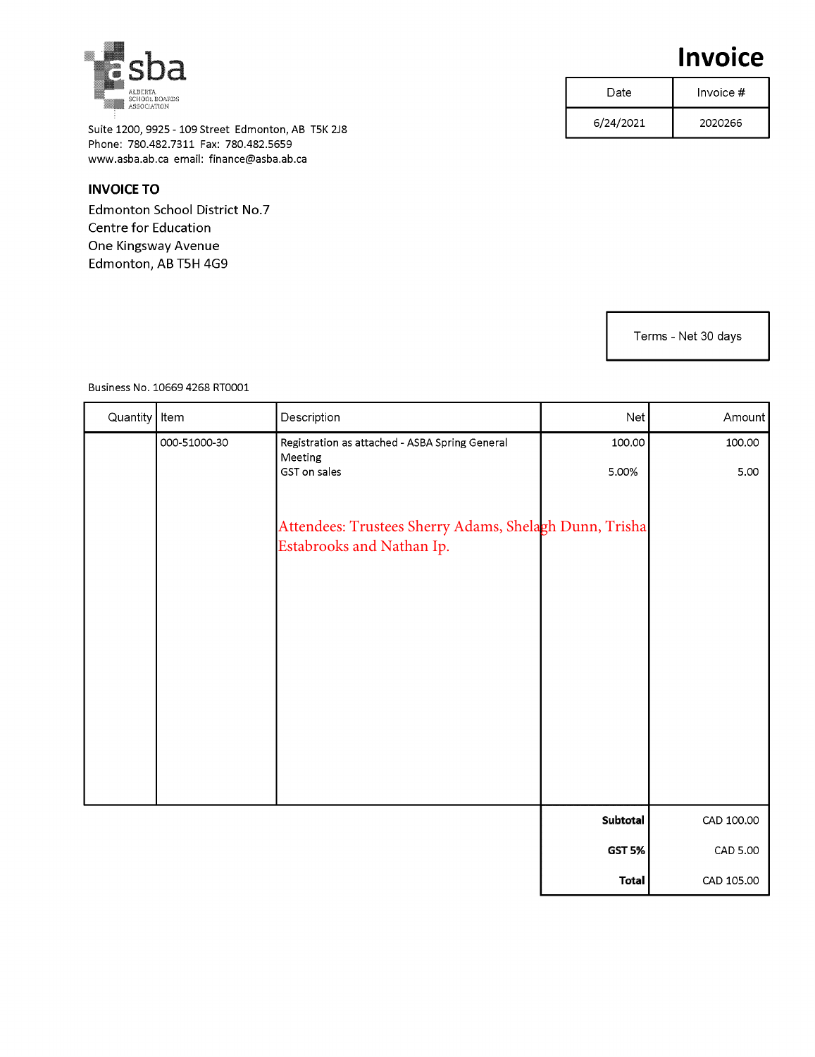asba

ALBERTA SCHOOL BOARDS ASSOCIATION

# Invoice

| Date | Invoice # |
|---|---|
| 6/24/2021 | 2020266 |

Suite 1200, 9925 - 109 Street Edmonton, AB T5K 2J8
Phone: 780.482.7311 Fax: 780.482.5659
www.asba.ab.ca email: finance@asba.ab.ca

**INVOICE TO**

Edmonton School District No.7
Centre for Education
One Kingsway Avenue
Edmonton, AB T5H 4G9

Terms - Net 30 days

Business No. 10669 4268 RT0001

| Quantity | Item | Description | Net | Amount |
|---|---|---|---|---|
| | 000-51000-30 | Registration as attached - ASBA Spring General Meeting | 100.00 | 100.00 |
| | | GST on sales | 5.00% | 5.00 |
| | | Attendees: Trustees Sherry Adams, Shelagh Dunn, Trisha Estabrooks and Nathan Ip. | | |

| | |
|---|---|
| **Subtotal** | CAD 100.00 |
| **GST 5%** | CAD 5.00 |
| **Total** | CAD 105.00 |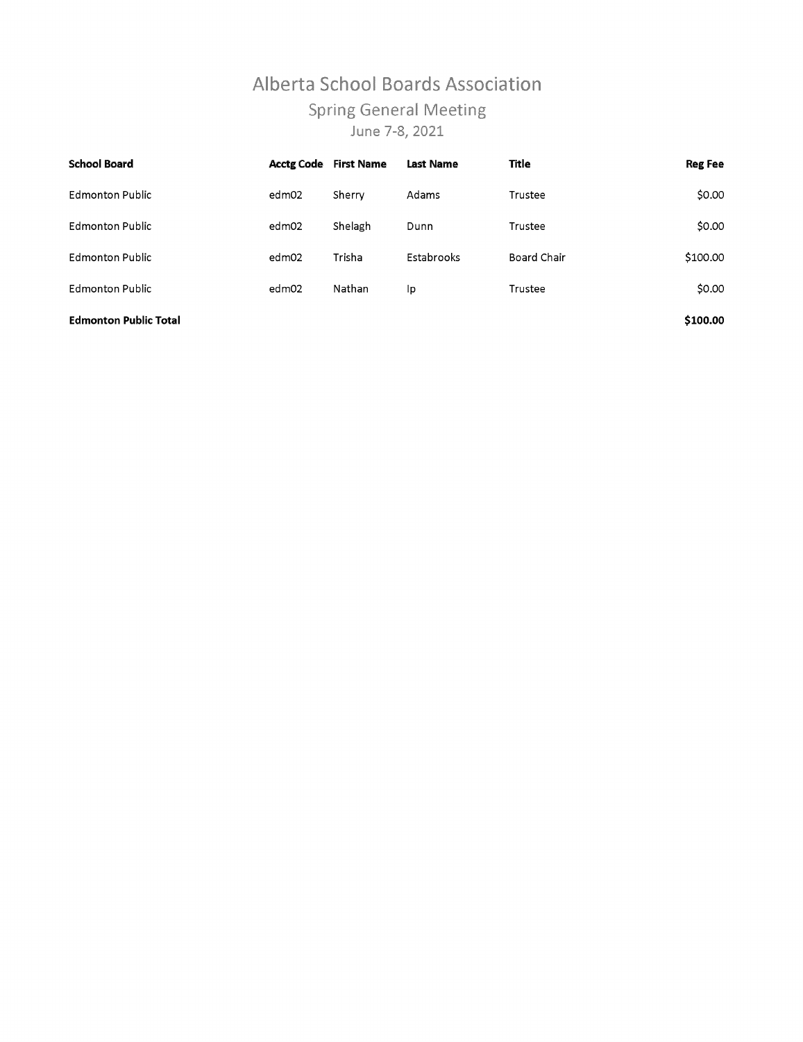# Alberta School Boards Association

## Spring General Meeting

### June 7-8, 2021

| School Board | Acctg Code | First Name | Last Name | Title | Reg Fee |
|---|---|---|---|---|---|
| Edmonton Public | edm02 | Sherry | Adams | Trustee | $0.00 |
| Edmonton Public | edm02 | Shelagh | Dunn | Trustee | $0.00 |
| Edmonton Public | edm02 | Trisha | Estabrooks | Board Chair | $100.00 |
| Edmonton Public | edm02 | Nathan | Ip | Trustee | $0.00 |
| **Edmonton Public Total** | | | | | **$100.00** |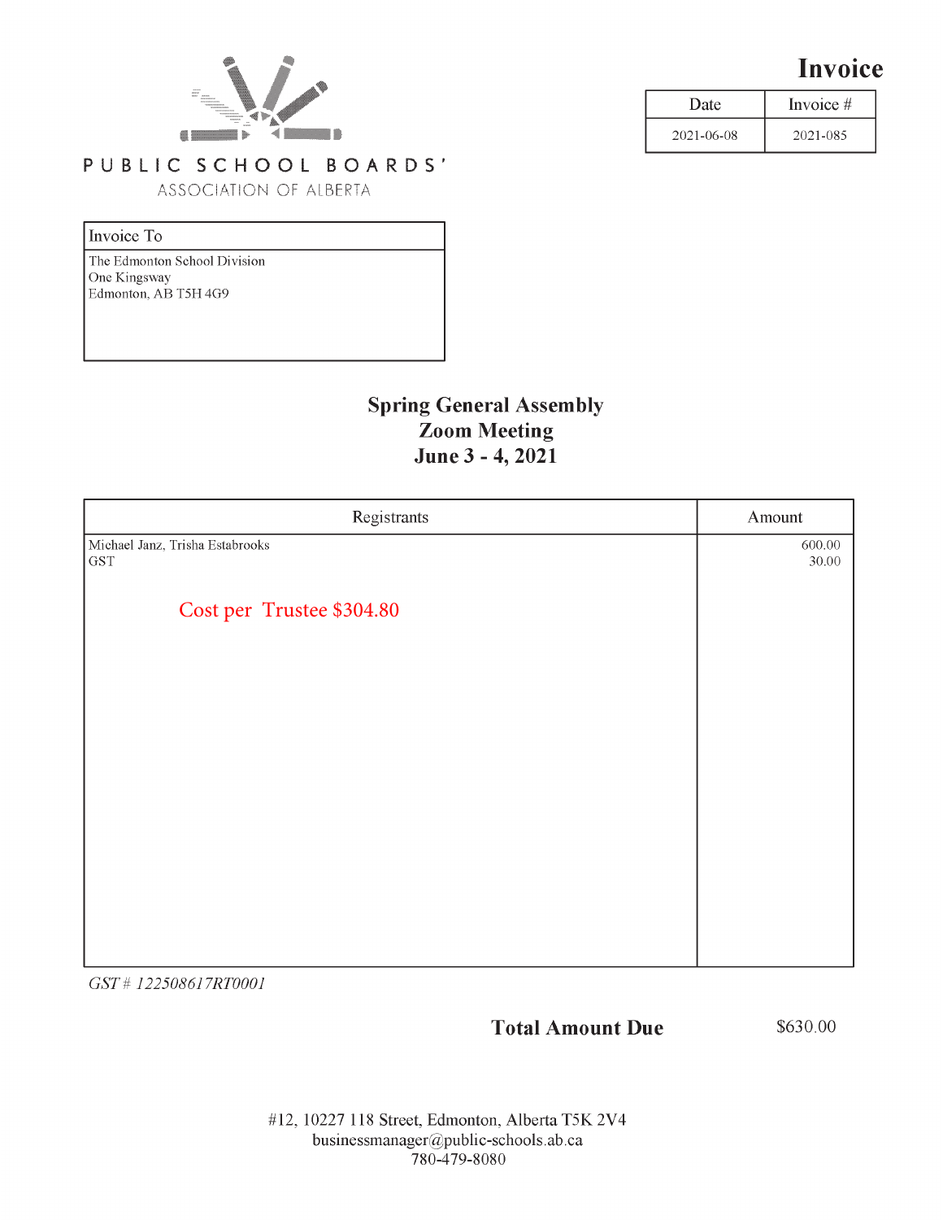PUBLIC SCHOOL BOARDS'
ASSOCIATION OF ALBERTA

# Invoice

| Date | Invoice # |
|---|---|
| 2021-06-08 | 2021-085 |

| Invoice To |
|---|
| The Edmonton School Division<br>One Kingsway<br>Edmonton, AB T5H 4G9 |

## Spring General Assembly
## Zoom Meeting
## June 3 - 4, 2021

| Registrants | Amount |
|---|---|
| Michael Janz, Trisha Estabrooks | 600.00 |
| GST | 30.00 |
| Cost per Trustee $304.80 | |

*GST # 122508617RT0001*

**Total Amount Due** $630.00

#12, 10227 118 Street, Edmonton, Alberta T5K 2V4
businessmanager@public-schools.ab.ca
780-479-8080